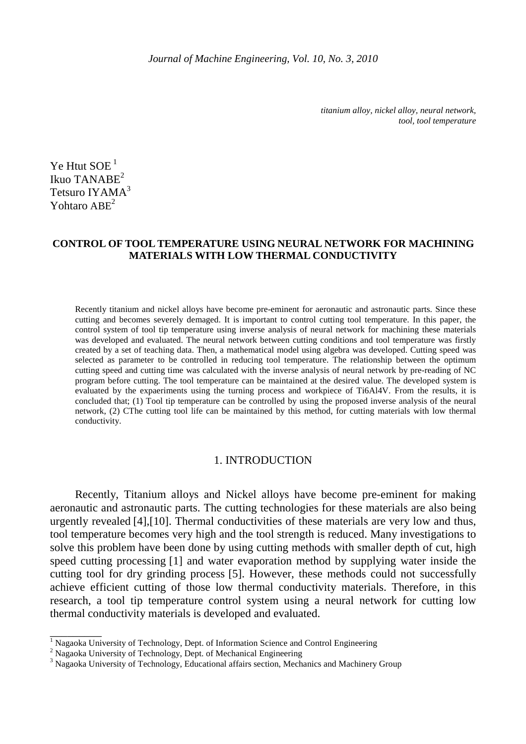*titanium alloy, nickel alloy, neural network, tool, tool temperature*

Ye Htut SOE [1]
Ikuo TANABE [2]
Tetsuro IYAMA [3]
Yohtaro ABE [2]

# CONTROL OF TOOL TEMPERATURE USING NEURAL NETWORK FOR MACHINING MATERIALS WITH LOW THERMAL CONDUCTIVITY

Recently titanium and nickel alloys have become pre-eminent for aeronautic and astronautic parts. Since these cutting and becomes severely demaged. It is important to control cutting tool temperature. In this paper, the control system of tool tip temperature using inverse analysis of neural network for machining these materials was developed and evaluated. The neural network between cutting conditions and tool temperature was firstly created by a set of teaching data. Then, a mathematical model using algebra was developed. Cutting speed was selected as parameter to be controlled in reducing tool temperature. The relationship between the optimum cutting speed and cutting time was calculated with the inverse analysis of neural network by pre-reading of NC program before cutting. The tool temperature can be maintained at the desired value. The developed system is evaluated by the expaeriments using the turning process and workpiece of Ti6Al4V. From the results, it is concluded that; (1) Tool tip temperature can be controlled by using the proposed inverse analysis of the neural network, (2) CThe cutting tool life can be maintained by this method, for cutting materials with low thermal conductivity.

## 1. INTRODUCTION

Recently, Titanium alloys and Nickel alloys have become pre-eminent for making aeronautic and astronautic parts. The cutting technologies for these materials are also being urgently revealed [4],[10]. Thermal conductivities of these materials are very low and thus, tool temperature becomes very high and the tool strength is reduced. Many investigations to solve this problem have been done by using cutting methods with smaller depth of cut, high speed cutting processing [1] and water evaporation method by supplying water inside the cutting tool for dry grinding process [5]. However, these methods could not successfully achieve efficient cutting of those low thermal conductivity materials. Therefore, in this research, a tool tip temperature control system using a neural network for cutting low thermal conductivity materials is developed and evaluated.

---

[1] Nagaoka University of Technology, Dept. of Information Science and Control Engineering
[2] Nagaoka University of Technology, Dept. of Mechanical Engineering
[3] Nagaoka University of Technology, Educational affairs section, Mechanics and Machinery Group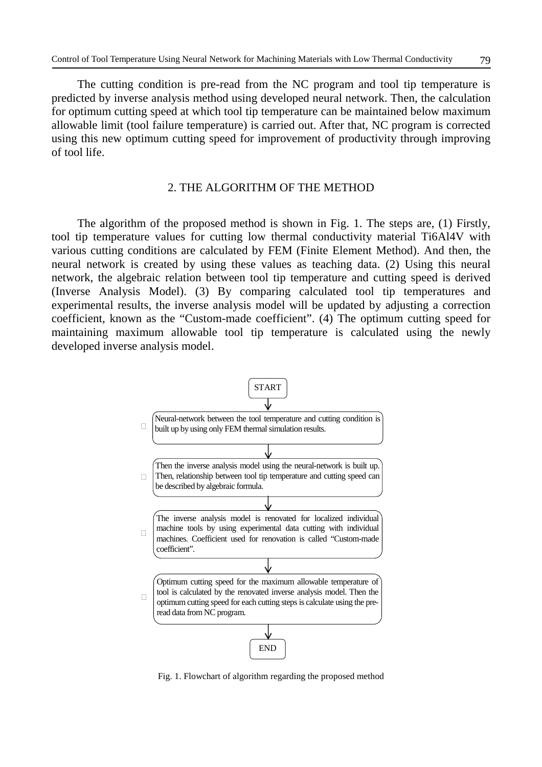The cutting condition is pre-read from the NC program and tool tip temperature is predicted by inverse analysis method using developed neural network. Then, the calculation for optimum cutting speed at which tool tip temperature can be maintained below maximum allowable limit (tool failure temperature) is carried out. After that, NC program is corrected using this new optimum cutting speed for improvement of productivity through improving of tool life.

## 2. THE ALGORITHM OF THE METHOD

The algorithm of the proposed method is shown in Fig. 1. The steps are, (1) Firstly, tool tip temperature values for cutting low thermal conductivity material Ti6Al4V with various cutting conditions are calculated by FEM (Finite Element Method). And then, the neural network is created by using these values as teaching data. (2) Using this neural network, the algebraic relation between tool tip temperature and cutting speed is derived (Inverse Analysis Model). (3) By comparing calculated tool tip temperatures and experimental results, the inverse analysis model will be updated by adjusting a correction coefficient, known as the "Custom-made coefficient". (4) The optimum cutting speed for maintaining maximum allowable tool tip temperature is calculated using the newly developed inverse analysis model.

START

↓

Neural-network between the tool temperature and cutting condition is built up by using only FEM thermal simulation results.

↓

Then the inverse analysis model using the neural-network is built up. Then, relationship between tool tip temperature and cutting speed can be described by algebraic formula.

↓

The inverse analysis model is renovated for localized individual machine tools by using experimental data cutting with individual machines. Coefficient used for renovation is called "Custom-made coefficient".

↓

Optimum cutting speed for the maximum allowable temperature of tool is calculated by the renovated inverse analysis model. Then the optimum cutting speed for each cutting steps is calculate using the pre-read data from NC program.

↓

END

Fig. 1. Flowchart of algorithm regarding the proposed method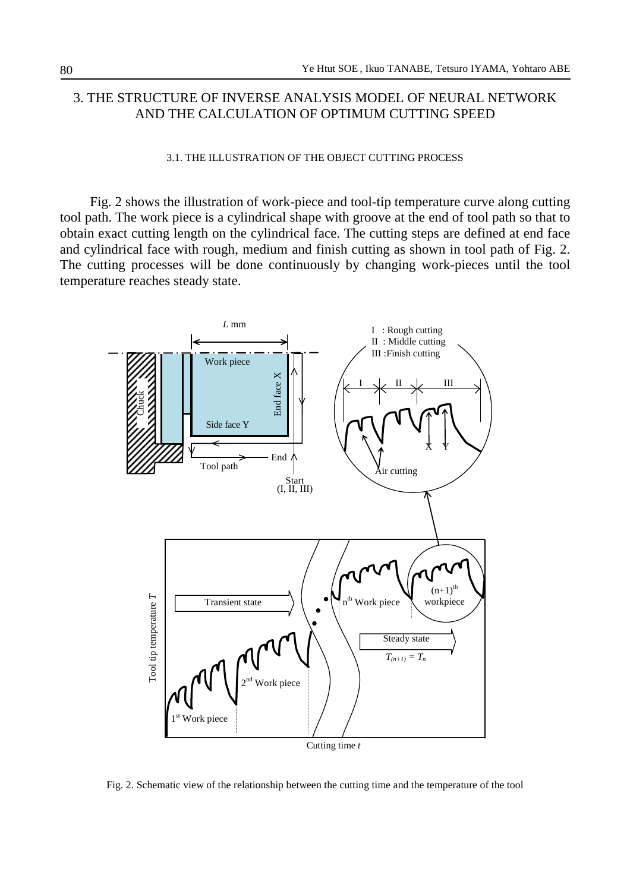## 3. THE STRUCTURE OF INVERSE ANALYSIS MODEL OF NEURAL NETWORK AND THE CALCULATION OF OPTIMUM CUTTING SPEED

### 3.1. THE ILLUSTRATION OF THE OBJECT CUTTING PROCESS

Fig. 2 shows the illustration of work-piece and tool-tip temperature curve along cutting tool path. The work piece is a cylindrical shape with groove at the end of tool path so that to obtain exact cutting length on the cylindrical face. The cutting steps are defined at end face and cylindrical face with rough, medium and finish cutting as shown in tool path of Fig. 2. The cutting processes will be done continuously by changing work-pieces until the tool temperature reaches steady state.

Fig. 2. Schematic view of the relationship between the cutting time and the temperature of the tool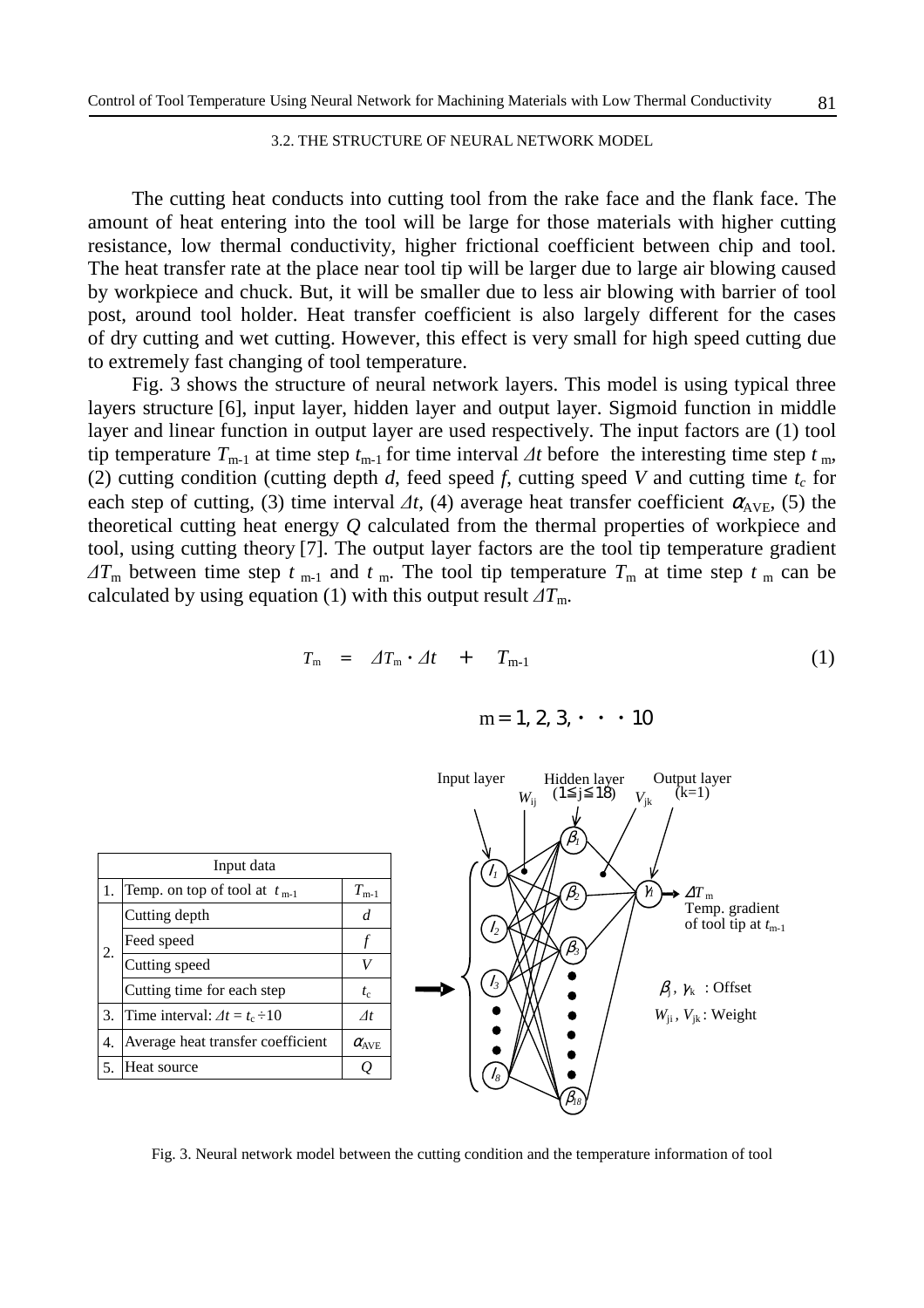### 3.2. THE STRUCTURE OF NEURAL NETWORK MODEL

The cutting heat conducts into cutting tool from the rake face and the flank face. The amount of heat entering into the tool will be large for those materials with higher cutting resistance, low thermal conductivity, higher frictional coefficient between chip and tool. The heat transfer rate at the place near tool tip will be larger due to large air blowing caused by workpiece and chuck. But, it will be smaller due to less air blowing with barrier of tool post, around tool holder. Heat transfer coefficient is also largely different for the cases of dry cutting and wet cutting. However, this effect is very small for high speed cutting due to extremely fast changing of tool temperature.

Fig. 3 shows the structure of neural network layers. This model is using typical three layers structure [6], input layer, hidden layer and output layer. Sigmoid function in middle layer and linear function in output layer are used respectively. The input factors are (1) tool tip temperature $T_{m-1}$ at time step $t_{m-1}$ for time interval $\Delta t$ before the interesting time step $t_m$, (2) cutting condition (cutting depth $d$, feed speed $f$, cutting speed $V$ and cutting time $t_c$ for each step of cutting, (3) time interval $\Delta t$, (4) average heat transfer coefficient $\alpha_{AVE}$, (5) the theoretical cutting heat energy $Q$ calculated from the thermal properties of workpiece and tool, using cutting theory [7]. The output layer factors are the tool tip temperature gradient $\Delta T_m$ between time step $t_{m-1}$ and $t_m$. The tool tip temperature $T_m$ at time step $t_m$ can be calculated by using equation (1) with this output result $\Delta T_m$.

$$T_m = \Delta T_m \cdot \Delta t + T_{m-1} \tag{1}$$

$$m = 1, 2, 3, \cdot\cdot\cdot 10$$

| Input data | | |
|---|---|---|
| 1. | Temp. on top of tool at $t_{m-1}$ | $T_{m-1}$ |
| 2. | Cutting depth | $d$ |
| | Feed speed | $f$ |
| | Cutting speed | $V$ |
| | Cutting time for each step | $t_c$ |
| 3. | Time interval: $\Delta t = t_c \div 10$ | $\Delta t$ |
| 4. | Average heat transfer coefficient | $\alpha_{AVE}$ |
| 5. | Heat source | $Q$ |

Input layer; Hidden layer ($1 \leq j \leq 18$); Output layer ($k=1$); $W_{ij}$; $V_{jk}$; $I_1$, $I_2$, $I_3$, …, $I_8$; $\beta_1$, $\beta_2$, $\beta_3$, …, $\beta_{18}$; $\gamma_1$; $\Delta T_m$ Temp. gradient of tool tip at $t_{m-1}$; $\beta_j$, $\gamma_k$ : Offset; $W_{ji}$, $V_{jk}$ : Weight

Fig. 3. Neural network model between the cutting condition and the temperature information of tool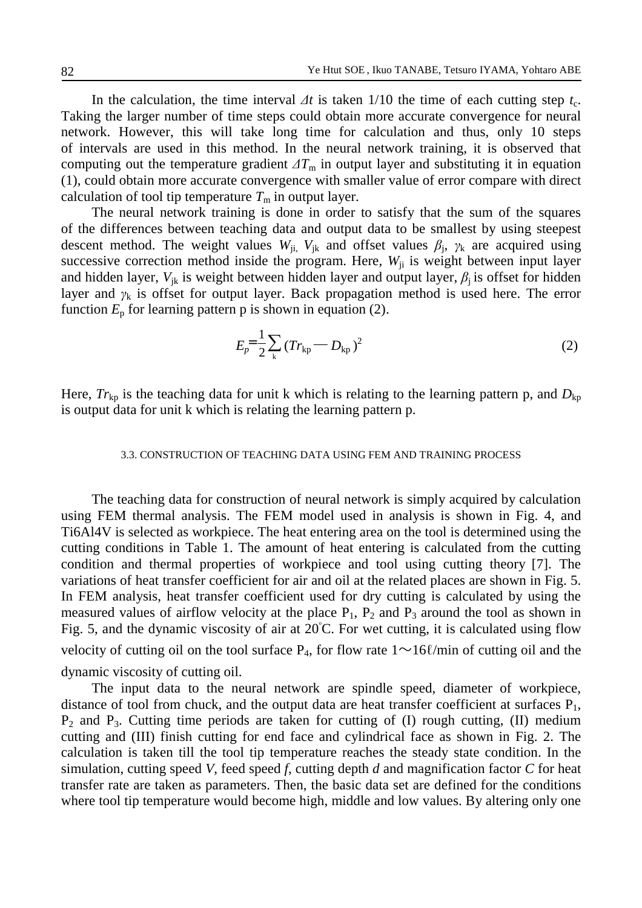In the calculation, the time interval $\Delta t$ is taken 1/10 the time of each cutting step $t_c$. Taking the larger number of time steps could obtain more accurate convergence for neural network. However, this will take long time for calculation and thus, only 10 steps of intervals are used in this method. In the neural network training, it is observed that computing out the temperature gradient $\Delta T_m$ in output layer and substituting it in equation (1), could obtain more accurate convergence with smaller value of error compare with direct calculation of tool tip temperature $T_m$ in output layer.

The neural network training is done in order to satisfy that the sum of the squares of the differences between teaching data and output data to be smallest by using steepest descent method. The weight values $W_{ji}$, $V_{jk}$ and offset values $\beta_j$, $\gamma_k$ are acquired using successive correction method inside the program. Here, $W_{ji}$ is weight between input layer and hidden layer, $V_{jk}$ is weight between hidden layer and output layer, $\beta_j$ is offset for hidden layer and $\gamma_k$ is offset for output layer. Back propagation method is used here. The error function $E_p$ for learning pattern p is shown in equation (2).

$$E_p = \frac{1}{2}\sum_k (Tr_{kp} - D_{kp})^2 \tag{2}$$

Here, $Tr_{kp}$ is the teaching data for unit k which is relating to the learning pattern p, and $D_{kp}$ is output data for unit k which is relating the learning pattern p.

### 3.3. CONSTRUCTION OF TEACHING DATA USING FEM AND TRAINING PROCESS

The teaching data for construction of neural network is simply acquired by calculation using FEM thermal analysis. The FEM model used in analysis is shown in Fig. 4, and Ti6Al4V is selected as workpiece. The heat entering area on the tool is determined using the cutting conditions in Table 1. The amount of heat entering is calculated from the cutting condition and thermal properties of workpiece and tool using cutting theory [7]. The variations of heat transfer coefficient for air and oil at the related places are shown in Fig. 5. In FEM analysis, heat transfer coefficient used for dry cutting is calculated by using the measured values of airflow velocity at the place $P_1$, $P_2$ and $P_3$ around the tool as shown in Fig. 5, and the dynamic viscosity of air at 20°C. For wet cutting, it is calculated using flow velocity of cutting oil on the tool surface $P_4$, for flow rate 1～16ℓ/min of cutting oil and the dynamic viscosity of cutting oil.

The input data to the neural network are spindle speed, diameter of workpiece, distance of tool from chuck, and the output data are heat transfer coefficient at surfaces $P_1$, $P_2$ and $P_3$. Cutting time periods are taken for cutting of (I) rough cutting, (II) medium cutting and (III) finish cutting for end face and cylindrical face as shown in Fig. 2. The calculation is taken till the tool tip temperature reaches the steady state condition. In the simulation, cutting speed $V$, feed speed $f$, cutting depth $d$ and magnification factor $C$ for heat transfer rate are taken as parameters. Then, the basic data set are defined for the conditions where tool tip temperature would become high, middle and low values. By altering only one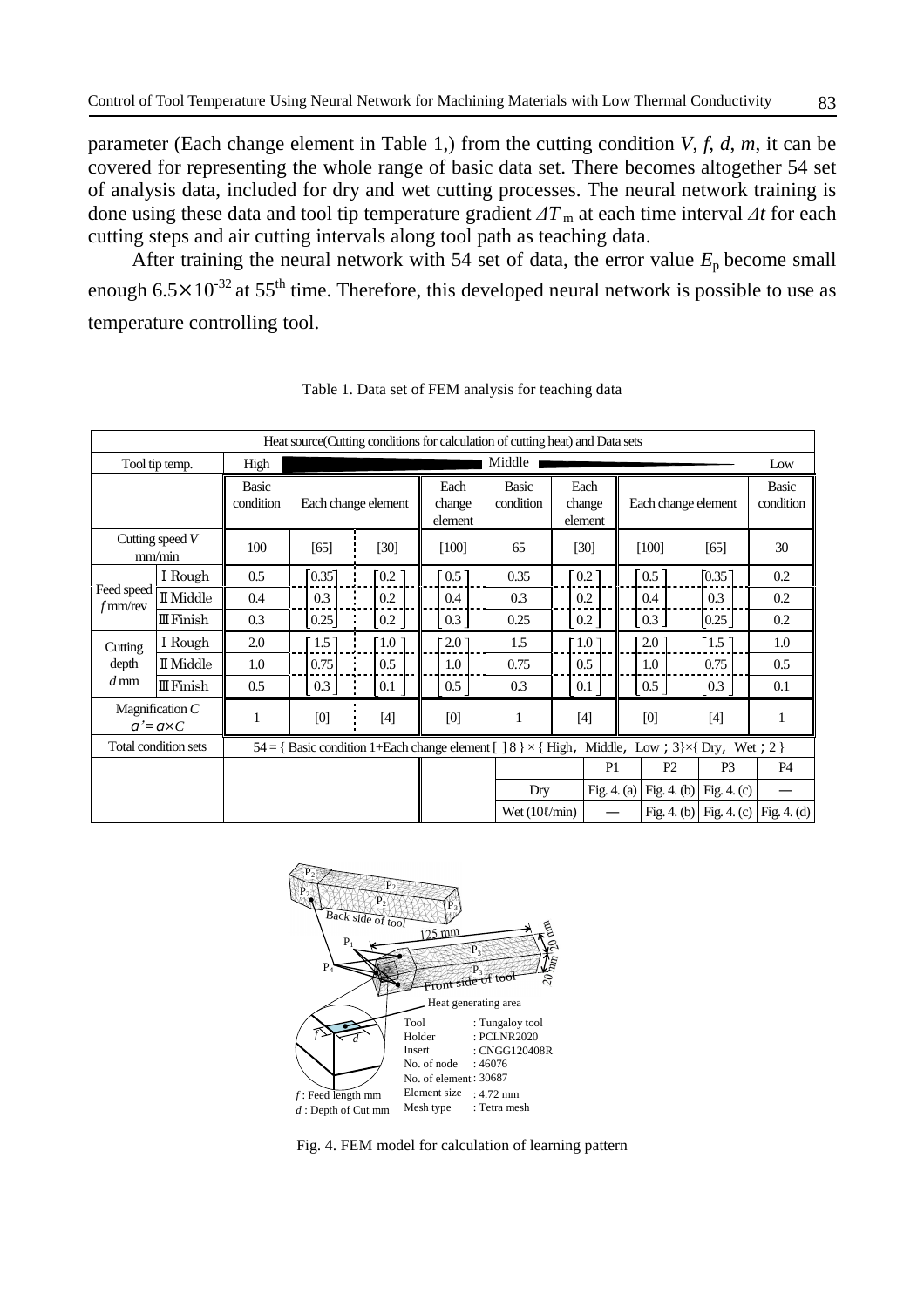parameter (Each change element in Table 1,) from the cutting condition *V*, *f*, *d*, *m*, it can be covered for representing the whole range of basic data set. There becomes altogether 54 set of analysis data, included for dry and wet cutting processes. The neural network training is done using these data and tool tip temperature gradient $\Delta T_m$ at each time interval $\Delta t$ for each cutting steps and air cutting intervals along tool path as teaching data.

After training the neural network with 54 set of data, the error value $E_p$ become small enough $6.5\times10^{-32}$ at 55[th] time. Therefore, this developed neural network is possible to use as temperature controlling tool.

Table 1. Data set of FEM analysis for teaching data

| Heat source(Cutting conditions for calculation of cutting heat) and Data sets | | | | | | | | | | | |
|---|---|---|---|---|---|---|---|---|---|---|---|
| Tool tip temp. | | High | | | | Middle | | | | | Low |
| | | Basic condition | Each change element | | Each change element | Basic condition | Each change element | Each change element | | | Basic condition |
| Cutting speed *V* mm/min | | 100 | [65] | [30] | [100] | 65 | [30] | [100] | | [65] | 30 |
| Feed speed *f* mm/rev | Ⅰ Rough | 0.5 | 0.35 | 0.2 | 0.5 | 0.35 | 0.2 | 0.5 | | 0.35 | 0.2 |
| | Ⅱ Middle | 0.4 | 0.3 | 0.2 | 0.4 | 0.3 | 0.2 | 0.4 | | 0.3 | 0.2 |
| | Ⅲ Finish | 0.3 | 0.25 | 0.2 | 0.3 | 0.25 | 0.2 | 0.3 | | 0.25 | 0.2 |
| Cutting depth *d* mm | Ⅰ Rough | 2.0 | 1.5 | 1.0 | 2.0 | 1.5 | 1.0 | 2.0 | | 1.5 | 1.0 |
| | Ⅱ Middle | 1.0 | 0.75 | 0.5 | 1.0 | 0.75 | 0.5 | 1.0 | | 0.75 | 0.5 |
| | Ⅲ Finish | 0.5 | 0.3 | 0.1 | 0.5 | 0.3 | 0.1 | 0.5 | | 0.3 | 0.1 |
| Magnification *C* $\alpha' = \alpha \times C$ | | 1 | [0] | [4] | [0] | 1 | [4] | [0] | | [4] | 1 |
| Total condition sets | | 54 = { Basic condition 1+Each change element [ ] 8 } × { High, Middle, Low ; 3}×{ Dry, Wet ; 2 } | | | | | | | | | |
| | | | | | | | P1 | P2 | | P3 | P4 |
| | | | | | | Dry | Fig. 4. (a) | Fig. 4. (b) | | Fig. 4. (c) | — |
| | | | | | | Wet (10ℓ/min) | — | Fig. 4. (b) | | Fig. 4. (c) | Fig. 4. (d) |

Fig. 4. FEM model for calculation of learning pattern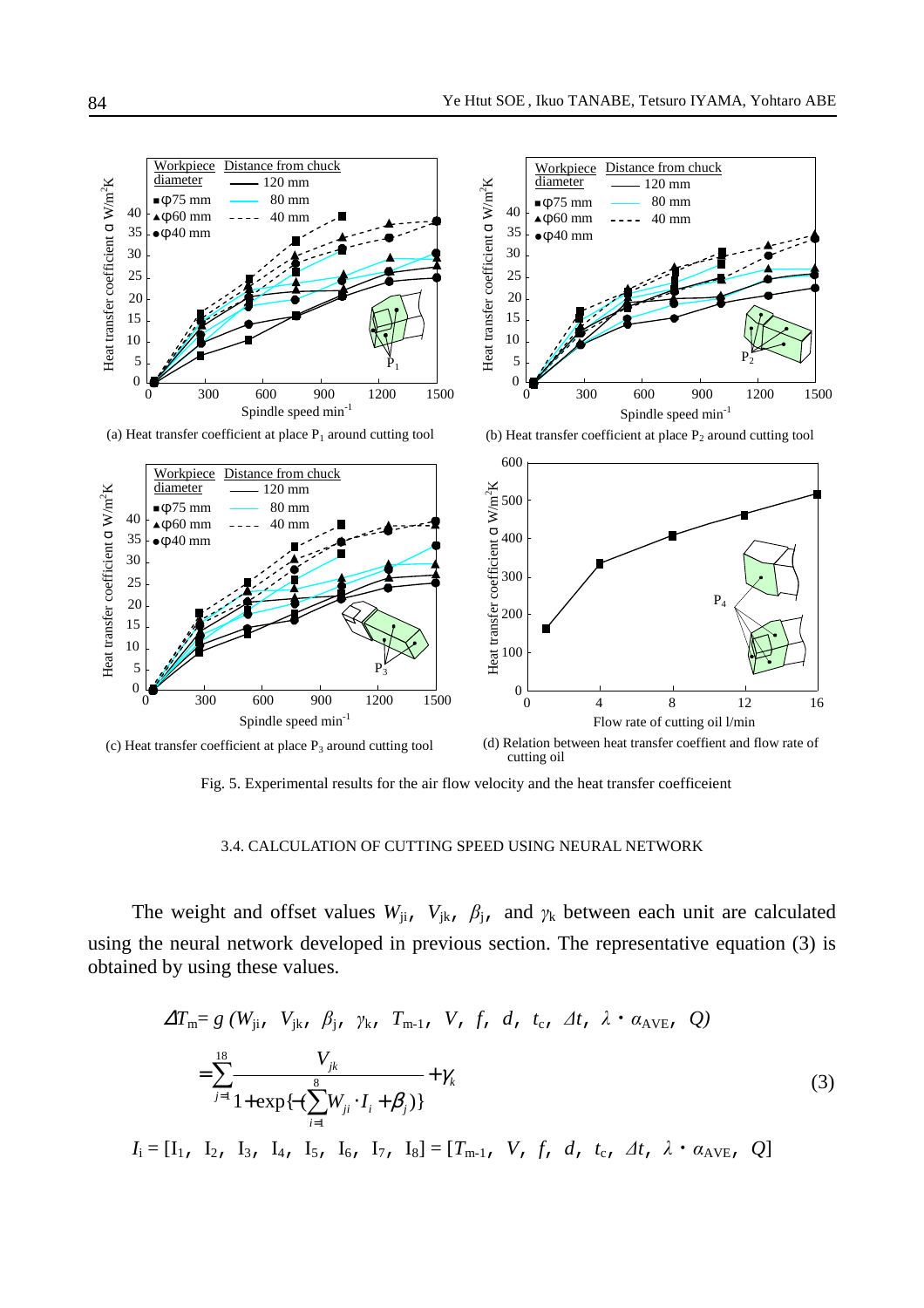(a) Heat transfer coefficient at place $P_1$ around cutting tool

(b) Heat transfer coefficient at place $P_2$ around cutting tool

(c) Heat transfer coefficient at place $P_3$ around cutting tool

(d) Relation between heat transfer coeffient and flow rate of cutting oil

Fig. 5. Experimental results for the air flow velocity and the heat transfer coefficeient

### 3.4. CALCULATION OF CUTTING SPEED USING NEURAL NETWORK

The weight and offset values $W_{ji}$, $V_{jk}$, $\beta_j$, and $\gamma_k$ between each unit are calculated using the neural network developed in previous section. The representative equation (3) is obtained by using these values.

$$\Delta T_m = g\,(W_{ji},\ V_{jk},\ \beta_j,\ \gamma_k,\ T_{m-1},\ V,\ f,\ d,\ t_c,\ \Delta t,\ \lambda \cdot \alpha_{AVE},\ Q)$$

$$= \sum_{j=1}^{18} \frac{V_{jk}}{1 + \exp\{-(\sum_{i=1}^{8} W_{ji} \cdot I_i + \beta_j)\}} + \gamma_k \qquad (3)$$

$I_i = [\mathrm{I}_1,\ \mathrm{I}_2,\ \mathrm{I}_3,\ \mathrm{I}_4,\ \mathrm{I}_5,\ \mathrm{I}_6,\ \mathrm{I}_7,\ \mathrm{I}_8] = [T_{m-1},\ V,\ f,\ d,\ t_c,\ \Delta t,\ \lambda \cdot \alpha_{AVE},\ Q]$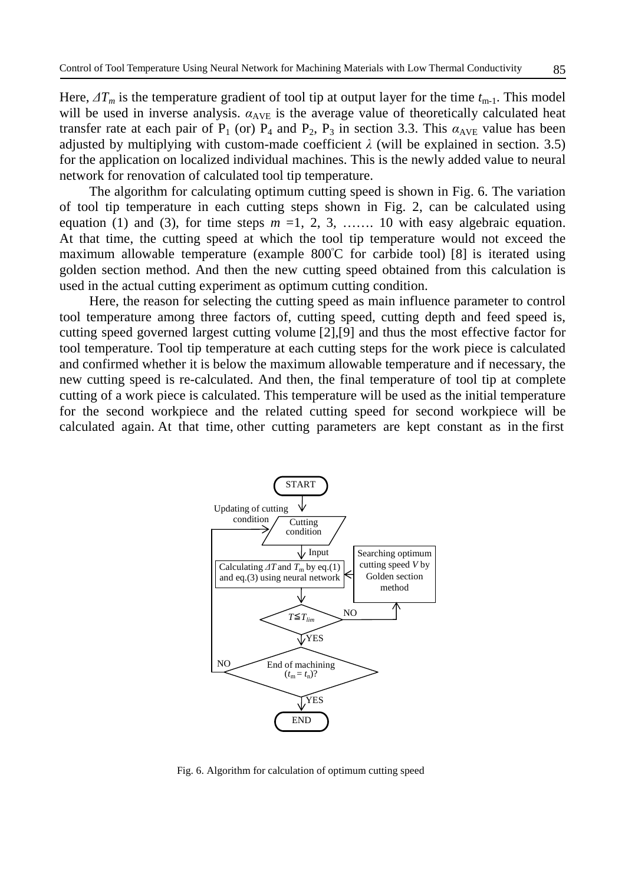Here, $\Delta T_m$ is the temperature gradient of tool tip at output layer for the time $t_{m-1}$. This model will be used in inverse analysis. $\alpha_{AVE}$ is the average value of theoretically calculated heat transfer rate at each pair of $P_1$ (or) $P_4$ and $P_2$, $P_3$ in section 3.3. This $\alpha_{AVE}$ value has been adjusted by multiplying with custom-made coefficient $\lambda$ (will be explained in section. 3.5) for the application on localized individual machines. This is the newly added value to neural network for renovation of calculated tool tip temperature.

The algorithm for calculating optimum cutting speed is shown in Fig. 6. The variation of tool tip temperature in each cutting steps shown in Fig. 2, can be calculated using equation (1) and (3), for time steps $m$ =1, 2, 3, ……. 10 with easy algebraic equation. At that time, the cutting speed at which the tool tip temperature would not exceed the maximum allowable temperature (example 800°C for carbide tool) [8] is iterated using golden section method. And then the new cutting speed obtained from this calculation is used in the actual cutting experiment as optimum cutting condition.

Here, the reason for selecting the cutting speed as main influence parameter to control tool temperature among three factors of, cutting speed, cutting depth and feed speed is, cutting speed governed largest cutting volume [2],[9] and thus the most effective factor for tool temperature. Tool tip temperature at each cutting steps for the work piece is calculated and confirmed whether it is below the maximum allowable temperature and if necessary, the new cutting speed is re-calculated. And then, the final temperature of tool tip at complete cutting of a work piece is calculated. This temperature will be used as the initial temperature for the second workpiece and the related cutting speed for second workpiece will be calculated again. At that time, other cutting parameters are kept constant as in the first

```
START
  ↓
Cutting condition  ←── (NO) Updating of cutting condition
  ↓ Input
Calculating ΔT and T_m by eq.(1) and eq.(3) using neural network  ←── Searching optimum cutting speed V by Golden section method
  ↓
T ≦ T_lim ? ── NO ──→ Searching optimum cutting speed V by Golden section method
  ↓ YES
End of machining (t_m = t_n)? ── NO ──→ Updating of cutting condition
  ↓ YES
END
```

Fig. 6. Algorithm for calculation of optimum cutting speed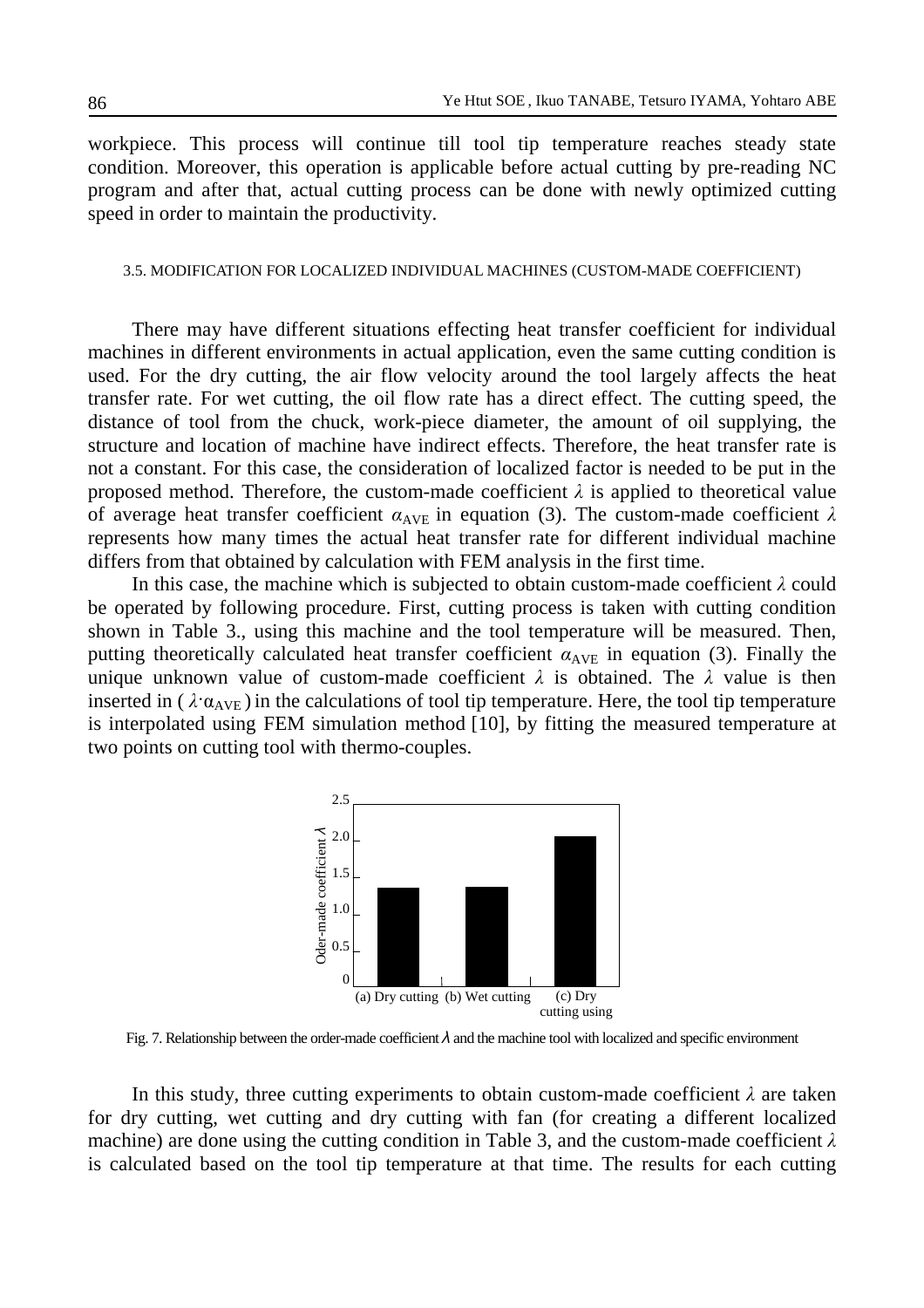workpiece. This process will continue till tool tip temperature reaches steady state condition. Moreover, this operation is applicable before actual cutting by pre-reading NC program and after that, actual cutting process can be done with newly optimized cutting speed in order to maintain the productivity.

### 3.5. MODIFICATION FOR LOCALIZED INDIVIDUAL MACHINES (CUSTOM-MADE COEFFICIENT)

There may have different situations effecting heat transfer coefficient for individual machines in different environments in actual application, even the same cutting condition is used. For the dry cutting, the air flow velocity around the tool largely affects the heat transfer rate. For wet cutting, the oil flow rate has a direct effect. The cutting speed, the distance of tool from the chuck, work-piece diameter, the amount of oil supplying, the structure and location of machine have indirect effects. Therefore, the heat transfer rate is not a constant. For this case, the consideration of localized factor is needed to be put in the proposed method. Therefore, the custom-made coefficient $\lambda$ is applied to theoretical value of average heat transfer coefficient $\alpha_{AVE}$ in equation (3). The custom-made coefficient $\lambda$ represents how many times the actual heat transfer rate for different individual machine differs from that obtained by calculation with FEM analysis in the first time.

In this case, the machine which is subjected to obtain custom-made coefficient $\lambda$ could be operated by following procedure. First, cutting process is taken with cutting condition shown in Table 3., using this machine and the tool temperature will be measured. Then, putting theoretically calculated heat transfer coefficient $\alpha_{AVE}$ in equation (3). Finally the unique unknown value of custom-made coefficient $\lambda$ is obtained. The $\lambda$ value is then inserted in ( $\lambda \cdot \alpha_{AVE}$ ) in the calculations of tool tip temperature. Here, the tool tip temperature is interpolated using FEM simulation method [10], by fitting the measured temperature at two points on cutting tool with thermo-couples.

Fig. 7. Relationship between the order-made coefficient $\lambda$ and the machine tool with localized and specific environment

In this study, three cutting experiments to obtain custom-made coefficient $\lambda$ are taken for dry cutting, wet cutting and dry cutting with fan (for creating a different localized machine) are done using the cutting condition in Table 3, and the custom-made coefficient $\lambda$ is calculated based on the tool tip temperature at that time. The results for each cutting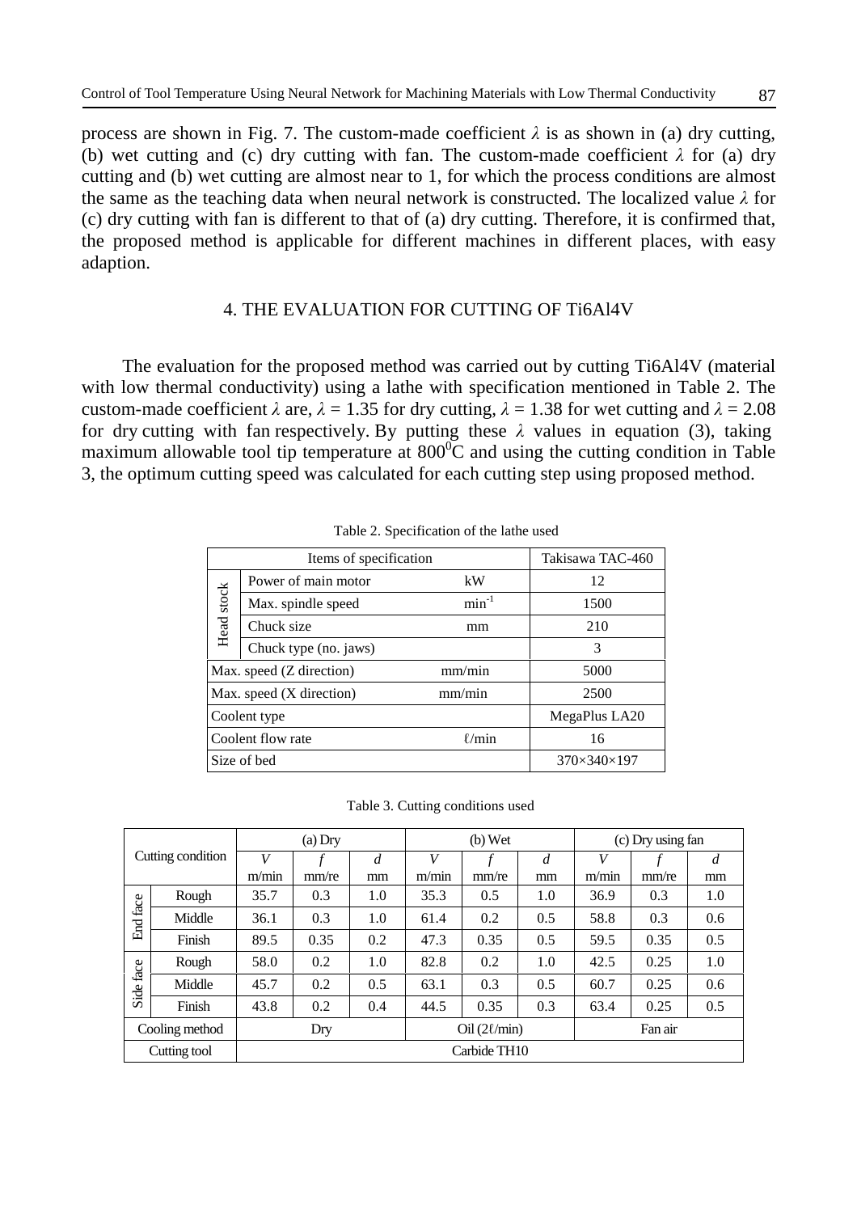process are shown in Fig. 7. The custom-made coefficient $\lambda$ is as shown in (a) dry cutting, (b) wet cutting and (c) dry cutting with fan. The custom-made coefficient $\lambda$ for (a) dry cutting and (b) wet cutting are almost near to 1, for which the process conditions are almost the same as the teaching data when neural network is constructed. The localized value $\lambda$ for (c) dry cutting with fan is different to that of (a) dry cutting. Therefore, it is confirmed that, the proposed method is applicable for different machines in different places, with easy adaption.

## 4. THE EVALUATION FOR CUTTING OF Ti6Al4V

The evaluation for the proposed method was carried out by cutting Ti6Al4V (material with low thermal conductivity) using a lathe with specification mentioned in Table 2. The custom-made coefficient $\lambda$ are, $\lambda = 1.35$ for dry cutting, $\lambda = 1.38$ for wet cutting and $\lambda = 2.08$ for dry cutting with fan respectively. By putting these $\lambda$ values in equation (3), taking maximum allowable tool tip temperature at $800^0$C and using the cutting condition in Table 3, the optimum cutting speed was calculated for each cutting step using proposed method.

Table 2. Specification of the lathe used

| Items of specification | | | Takisawa TAC-460 |
|---|---|---|---|
| Head stock | Power of main motor | kW | 12 |
| | Max. spindle speed | $\text{min}^{-1}$ | 1500 |
| | Chuck size | mm | 210 |
| | Chuck type (no. jaws) | | 3 |
| Max. speed (Z direction) | | mm/min | 5000 |
| Max. speed (X direction) | | mm/min | 2500 |
| Coolent type | | | MegaPlus LA20 |
| Coolent flow rate | | ℓ/min | 16 |
| Size of bed | | | 370×340×197 |

Table 3. Cutting conditions used

| Cutting condition | | (a) Dry | | | (b) Wet | | | (c) Dry using fan | | |
|---|---|---|---|---|---|---|---|---|---|---|
| | | *V* m/min | *f* mm/re | *d* mm | *V* m/min | *f* mm/re | *d* mm | *V* m/min | *f* mm/re | *d* mm |
| End face | Rough | 35.7 | 0.3 | 1.0 | 35.3 | 0.5 | 1.0 | 36.9 | 0.3 | 1.0 |
| | Middle | 36.1 | 0.3 | 1.0 | 61.4 | 0.2 | 0.5 | 58.8 | 0.3 | 0.6 |
| | Finish | 89.5 | 0.35 | 0.2 | 47.3 | 0.35 | 0.5 | 59.5 | 0.35 | 0.5 |
| Side face | Rough | 58.0 | 0.2 | 1.0 | 82.8 | 0.2 | 1.0 | 42.5 | 0.25 | 1.0 |
| | Middle | 45.7 | 0.2 | 0.5 | 63.1 | 0.3 | 0.5 | 60.7 | 0.25 | 0.6 |
| | Finish | 43.8 | 0.2 | 0.4 | 44.5 | 0.35 | 0.3 | 63.4 | 0.25 | 0.5 |
| Cooling method | | Dry | | | Oil (2ℓ/min) | | | Fan air | | |
| Cutting tool | | Carbide TH10 | | | | | | | | |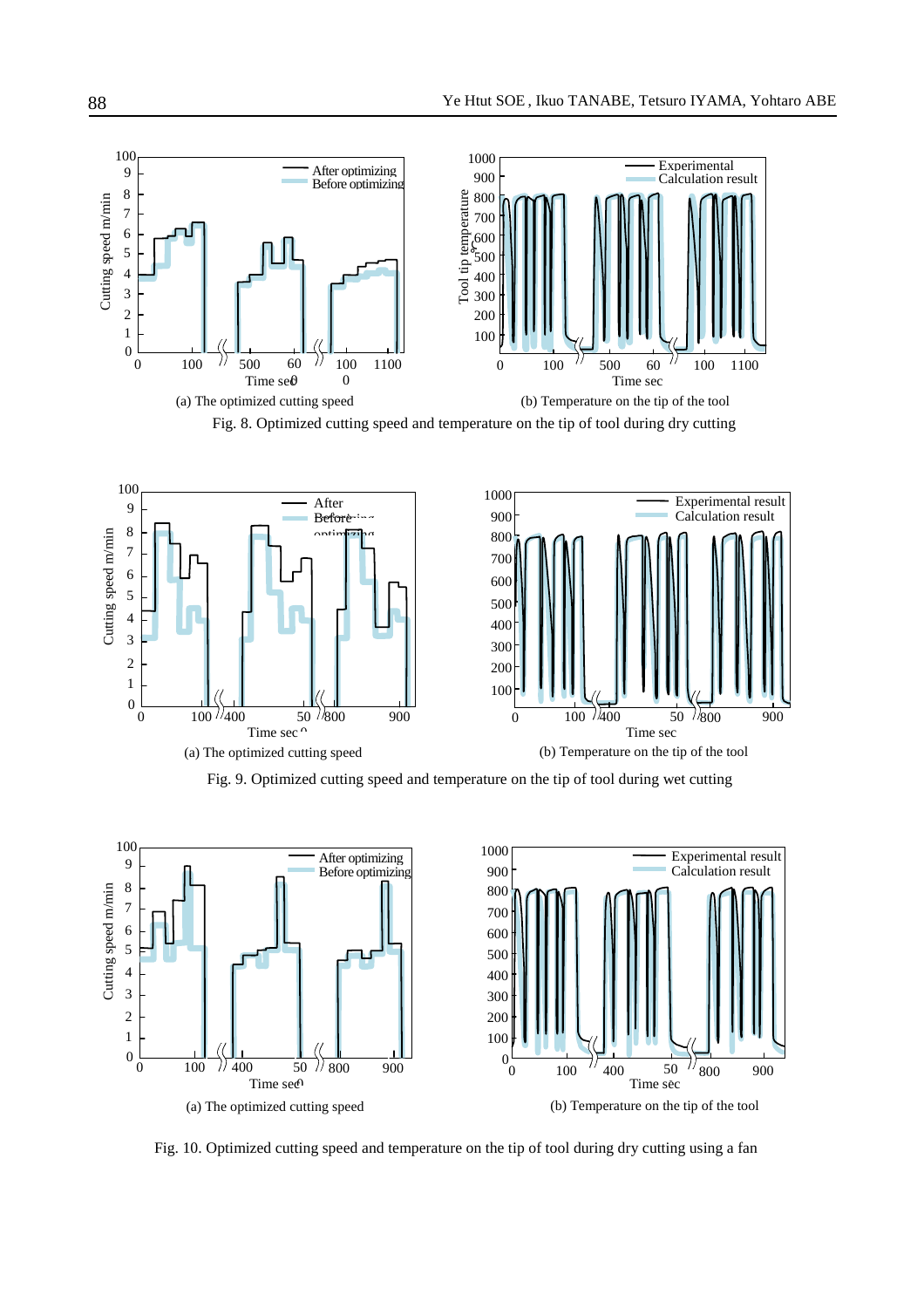(a) The optimized cutting speed

(b) Temperature on the tip of the tool

Fig. 8. Optimized cutting speed and temperature on the tip of tool during dry cutting

(a) The optimized cutting speed

(b) Temperature on the tip of the tool

Fig. 9. Optimized cutting speed and temperature on the tip of tool during wet cutting

(a) The optimized cutting speed

(b) Temperature on the tip of the tool

Fig. 10. Optimized cutting speed and temperature on the tip of tool during dry cutting using a fan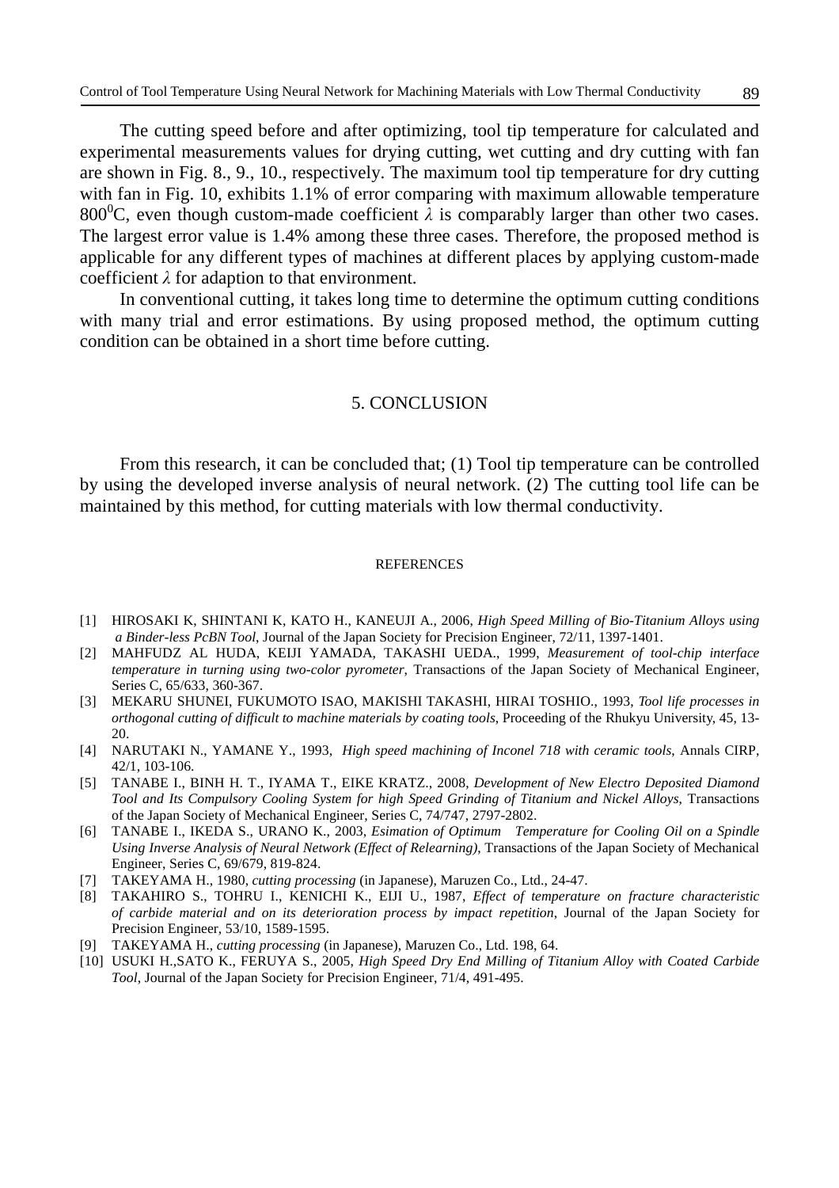The cutting speed before and after optimizing, tool tip temperature for calculated and experimental measurements values for drying cutting, wet cutting and dry cutting with fan are shown in Fig. 8., 9., 10., respectively. The maximum tool tip temperature for dry cutting with fan in Fig. 10, exhibits 1.1% of error comparing with maximum allowable temperature $800^0$C, even though custom-made coefficient $\lambda$ is comparably larger than other two cases. The largest error value is 1.4% among these three cases. Therefore, the proposed method is applicable for any different types of machines at different places by applying custom-made coefficient $\lambda$ for adaption to that environment.

In conventional cutting, it takes long time to determine the optimum cutting conditions with many trial and error estimations. By using proposed method, the optimum cutting condition can be obtained in a short time before cutting.

## 5. CONCLUSION

From this research, it can be concluded that; (1) Tool tip temperature can be controlled by using the developed inverse analysis of neural network. (2) The cutting tool life can be maintained by this method, for cutting materials with low thermal conductivity.

### REFERENCES

[1] HIROSAKI K, SHINTANI K, KATO H., KANEUJI A., 2006, *High Speed Milling of Bio-Titanium Alloys using a Binder-less PcBN Tool*, Journal of the Japan Society for Precision Engineer, 72/11, 1397-1401.

[2] MAHFUDZ AL HUDA, KEIJI YAMADA, TAKASHI UEDA., 1999, *Measurement of tool-chip interface temperature in turning using two-color pyrometer*, Transactions of the Japan Society of Mechanical Engineer, Series C, 65/633, 360-367.

[3] MEKARU SHUNEI, FUKUMOTO ISAO, MAKISHI TAKASHI, HIRAI TOSHIO., 1993, *Tool life processes in orthogonal cutting of difficult to machine materials by coating tools*, Proceeding of the Rhukyu University, 45, 13-20.

[4] NARUTAKI N., YAMANE Y., 1993, *High speed machining of Inconel 718 with ceramic tools*, Annals CIRP, 42/1, 103-106.

[5] TANABE I., BINH H. T., IYAMA T., EIKE KRATZ., 2008, *Development of New Electro Deposited Diamond Tool and Its Compulsory Cooling System for high Speed Grinding of Titanium and Nickel Alloys*, Transactions of the Japan Society of Mechanical Engineer, Series C, 74/747, 2797-2802.

[6] TANABE I., IKEDA S., URANO K., 2003, *Esimation of Optimum Temperature for Cooling Oil on a Spindle Using Inverse Analysis of Neural Network (Effect of Relearning)*, Transactions of the Japan Society of Mechanical Engineer, Series C, 69/679, 819-824.

[7] TAKEYAMA H., 1980, *cutting processing* (in Japanese), Maruzen Co., Ltd., 24-47.

[8] TAKAHIRO S., TOHRU I., KENICHI K., EIJI U., 1987, *Effect of temperature on fracture characteristic of carbide material and on its deterioration process by impact repetition*, Journal of the Japan Society for Precision Engineer, 53/10, 1589-1595.

[9] TAKEYAMA H., *cutting processing* (in Japanese), Maruzen Co., Ltd. 198, 64.

[10] USUKI H.,SATO K., FERUYA S., 2005, *High Speed Dry End Milling of Titanium Alloy with Coated Carbide Tool*, Journal of the Japan Society for Precision Engineer, 71/4, 491-495.